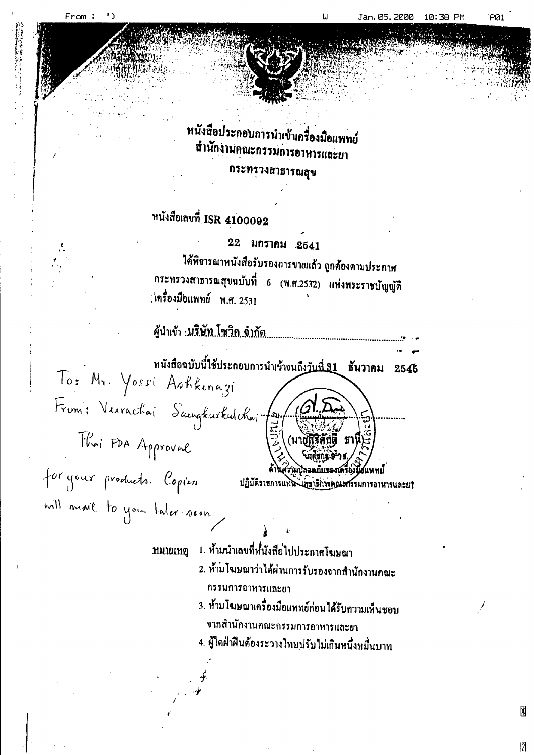# หนังสือประกอบการนำเข้าเครื่องมือแพทย์
## สำนักงานคณะกรรมการอาหารและยา
## กระทรวงสาธารณสุข

หนังสือเลขที่ **ISR 4100092**

**22 มกราคม 2541**

ได้พิจารณาหนังสือรับรองการขายแล้ว ถูกต้องตามประกาศกระทรวงสาธารณสุขฉบับที่ 6 (พ.ศ.2532) แห่งพระราชบัญญัติเครื่องมือแพทย์ พ.ศ. 2531

ผู้นำเข้า : บริษัท โซวิก จำกัด

หนังสือฉบับนี้ใช้ประกอบการนำเข้าจนถึงวันที่ 31 ธันวาคม 2545

To: Mr. Yossi Ashkenazi
From: Veerachai Saengkurkulchai
Thai FDA Approval
for your products. Copies will mail to you later soon.

(นายศิริศักดิ์ ธานี)
นักวิชาการ อ.7ว.
ด้านความปลอดภัยของเครื่องมือแพทย์
ปฏิบัติราชการแทนเลขาธิการคณะกรรมการอาหารและยา

<u>หมายเหตุ</u>
1. ห้ามนำเลขที่หนังสือไปประกาศโฆษณา
2. ห้ามโฆษณาว่าได้ผ่านการรับรองจากสำนักงานคณะกรรมการอาหารและยา
3. ห้ามโฆษณาเครื่องมือแพทย์ก่อนได้รับความเห็นชอบจากสำนักงานคณะกรรมการอาหารและยา
4. ผู้ใดฝ่าฝืนต้องระวางโทษปรับไม่เกินหนึ่งหมื่นบาท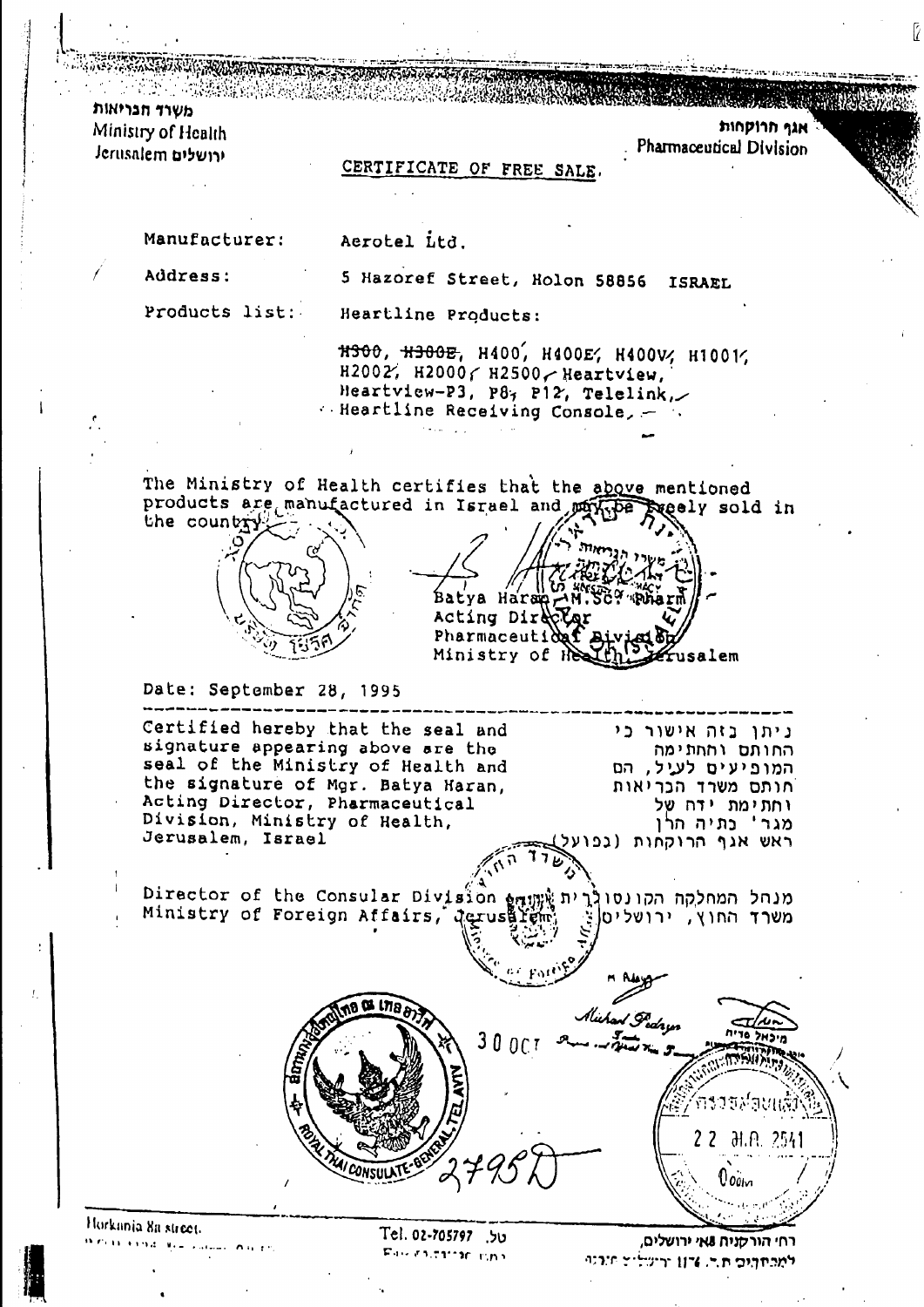משרד הבריאות
Ministry of Health
ירושלים Jerusalem

אגף הרוקחות
Pharmaceutical Division

## CERTIFICATE OF FREE SALE.

Manufacturer: Aerotel Ltd.

Address: 5 Hazoref Street, Holon 58856 ISRAEL

Products list: Heartline Products:

~~H300~~, ~~H300E~~, H400, H400E, H400V, H1001, H2002, H2000, H2500, Heartview, Heartview-P3, P8, P12, Telelink, Heartline Receiving Console,

The Ministry of Health certifies that the above mentioned products are manufactured in Israel and may be freely sold in the country.

Batya Haran, M.Sc. Pharm
Acting Director
Pharmaceutical Division
Ministry of Health, Jerusalem

Date: September 28, 1995

Certified hereby that the seal and signature appearing above are the seal of the Ministry of Health and the signature of Mgr. Batya Haran, Acting Director, Pharmaceutical Division, Ministry of Health, Jerusalem, Israel

ניתן בזה אישור כי החותם והחתימה המופיעים לעיל, הם חותם משרד הבריאות וחתימת ידה של מגר' בתיה הרן ראש אגף הרוקחות (בפועל)

Director of the Consular Division Ministry of Foreign Affairs, Jerusalem

מנהל המחלקה הקונסולרית משרד החוץ, ירושלים

Michael Pedayo

מיכאל פדיה

30 OCT

ROYAL THAI CONSULATE-GENERAL, TEL AVIV

2795

22 ต.ค. 2541

Harkania 8a street.

Tel. 02-705797 .טל

רח' הורקניה 8א' ירושלים,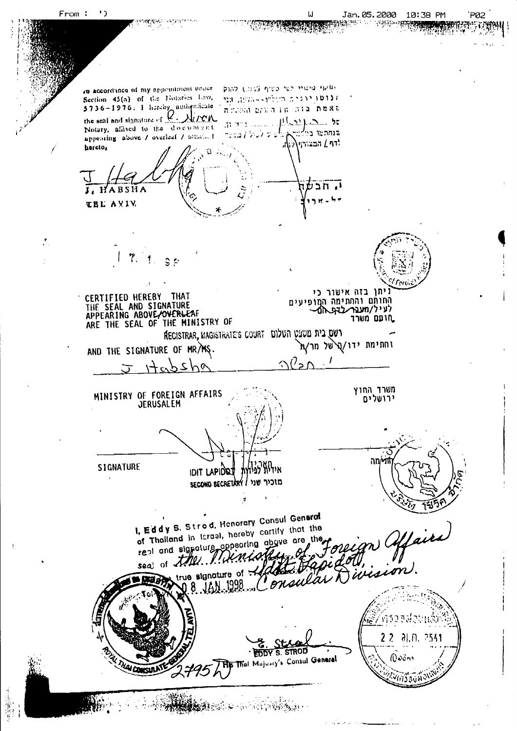In accordance of my appointment under Section 45(a) of the Notaries Law, 5736-1976. I hereby authenticate the seal and signature of R. Miron Notary, affixed to the document appearing above / overleaf / attached hereto,

תוקף מינויי לפי סעיף 45(א) לחוק הנוטריונים, התשל"ו-1976, הנני מאמת בזה את החותם והחתימה של ר. מירון נוטריון, שנחתמו במסמך שלעיל / מעבר לדף / המצורף לזה.

J. HABSHA
TEL AVIV

י. חבשה
תל-אביב

17. 1. 98

CERTIFIED HEREBY THAT THE SEAL AND SIGNATURE APPEARING ABOVE/OVERLEAF ARE THE SEAL OF THE MINISTRY OF

ניתן בזה אישור כי החותם והחתימה המופיעים לעיל/מעבר לדף הם חותם משרד

REGISTRAR, MAGISTRATE'S COURT רשם בית משפט השלום

AND THE SIGNATURE OF MR/MS.

וחתימת ידו/ה של מר/ת

J. Habsha

י. חבשה

MINISTRY OF FOREIGN AFFAIRS
JERUSALEM

משרד החוץ
ירושלים

SIGNATURE

חתימה

IDIT LAPIDOT אידית לפידות
SECOND SECRETARY / מזכיר שני

I, Eddy S. Strod, Honorary Consul General of Thailand in Israel, hereby certify that the seal and signature appearing above are the seal of the Ministry of Foreign Affairs true signature of Idit Lapidot, Consular Division.

08 JAN 1998

22 ม.ค. 2541

EDDY S. STROD
HE Thai Majesty's Consul General

2795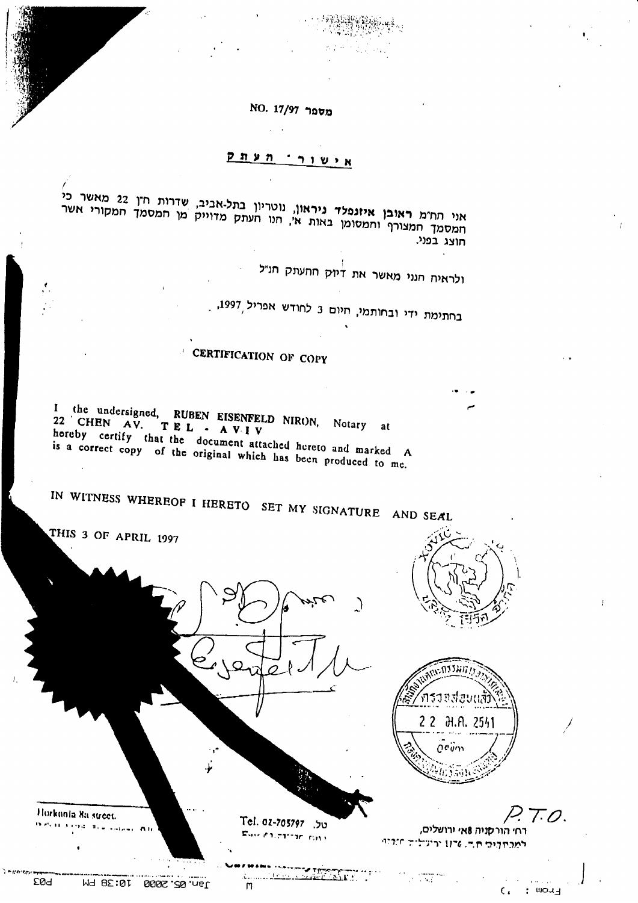NO. 17/97 מספר

## אישור העתק

אני החת"מ **ראובן איזנפלד ניראון**, נוטריון בתל-אביב, שדרות ח"ן 22 מאשר כי המסמך המצורף והמסומן באות א', הנו העתק מדוייק מן המסמך המקורי אשר הוצג בפני.

ולראיה הנני מאשר את דיוק ההעתק הנ"ל

בחתימת ידי ובחותמי, היום 3 לחודש אפריל 1997.

## CERTIFICATION OF COPY

I the undersigned, RUBEN EISENFELD NIRON, Notary at 22 CHEN AV. TEL - AVIV hereby certify that the document attached hereto and marked A is a correct copy of the original which has been produced to me.

IN WITNESS WHEREOF I HERETO SET MY SIGNATURE AND SEAL

THIS 3 OF APRIL 1997

22 มี.ค. 2541

P.T.O.

Horkania 8a street.

Tel. 02-705797 .טל

רח' הורקניה 8א' ירושלים,